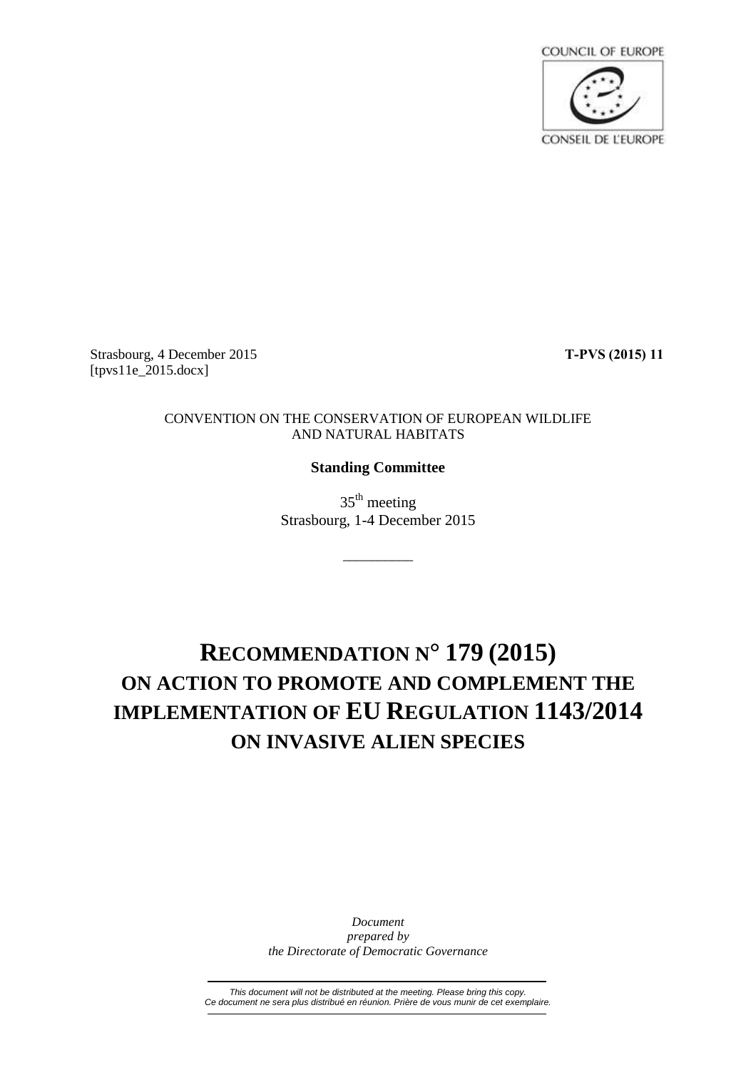COUNCIL OF EUROPE

CONSEIL DE L'EUROPE

Strasbourg, 4 December 2015
[tpvs11e_2015.docx]

**T-PVS (2015) 11**

CONVENTION ON THE CONSERVATION OF EUROPEAN WILDLIFE AND NATURAL HABITATS

**Standing Committee**

35[th] meeting
Strasbourg, 1-4 December 2015

---

# RECOMMENDATION N° 179 (2015) ON ACTION TO PROMOTE AND COMPLEMENT THE IMPLEMENTATION OF EU REGULATION 1143/2014 ON INVASIVE ALIEN SPECIES

*Document prepared by the Directorate of Democratic Governance*

---

*This document will not be distributed at the meeting. Please bring this copy.*
*Ce document ne sera plus distribué en réunion. Prière de vous munir de cet exemplaire.*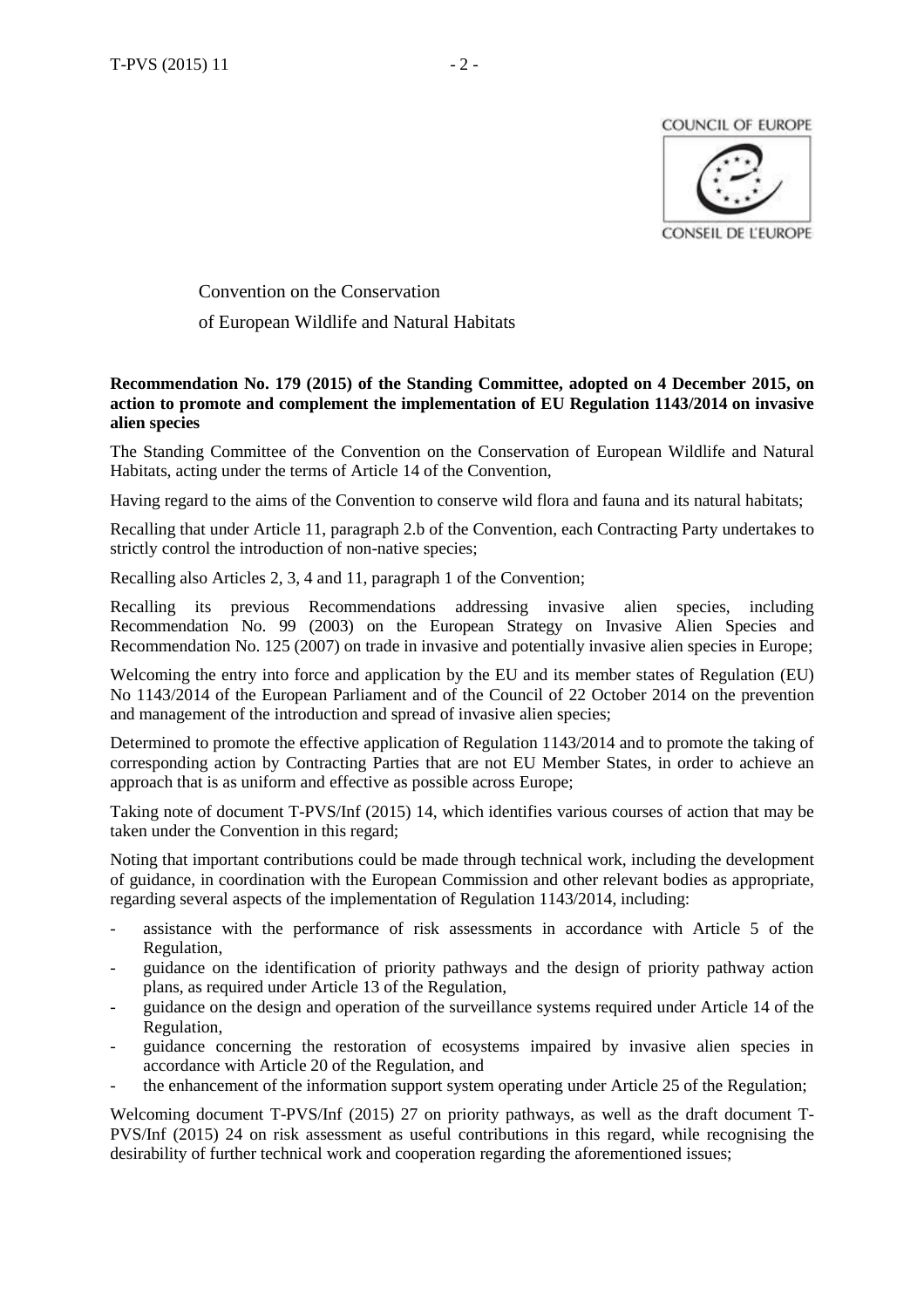COUNCIL OF EUROPE

CONSEIL DE L'EUROPE

Convention on the Conservation

of European Wildlife and Natural Habitats

**Recommendation No. 179 (2015) of the Standing Committee, adopted on 4 December 2015, on action to promote and complement the implementation of EU Regulation 1143/2014 on invasive alien species**

The Standing Committee of the Convention on the Conservation of European Wildlife and Natural Habitats, acting under the terms of Article 14 of the Convention,

Having regard to the aims of the Convention to conserve wild flora and fauna and its natural habitats;

Recalling that under Article 11, paragraph 2.b of the Convention, each Contracting Party undertakes to strictly control the introduction of non-native species;

Recalling also Articles 2, 3, 4 and 11, paragraph 1 of the Convention;

Recalling its previous Recommendations addressing invasive alien species, including Recommendation No. 99 (2003) on the European Strategy on Invasive Alien Species and Recommendation No. 125 (2007) on trade in invasive and potentially invasive alien species in Europe;

Welcoming the entry into force and application by the EU and its member states of Regulation (EU) No 1143/2014 of the European Parliament and of the Council of 22 October 2014 on the prevention and management of the introduction and spread of invasive alien species;

Determined to promote the effective application of Regulation 1143/2014 and to promote the taking of corresponding action by Contracting Parties that are not EU Member States, in order to achieve an approach that is as uniform and effective as possible across Europe;

Taking note of document T-PVS/Inf (2015) 14, which identifies various courses of action that may be taken under the Convention in this regard;

Noting that important contributions could be made through technical work, including the development of guidance, in coordination with the European Commission and other relevant bodies as appropriate, regarding several aspects of the implementation of Regulation 1143/2014, including:

- assistance with the performance of risk assessments in accordance with Article 5 of the Regulation,
- guidance on the identification of priority pathways and the design of priority pathway action plans, as required under Article 13 of the Regulation,
- guidance on the design and operation of the surveillance systems required under Article 14 of the Regulation,
- guidance concerning the restoration of ecosystems impaired by invasive alien species in accordance with Article 20 of the Regulation, and
- the enhancement of the information support system operating under Article 25 of the Regulation;

Welcoming document T-PVS/Inf (2015) 27 on priority pathways, as well as the draft document T-PVS/Inf (2015) 24 on risk assessment as useful contributions in this regard, while recognising the desirability of further technical work and cooperation regarding the aforementioned issues;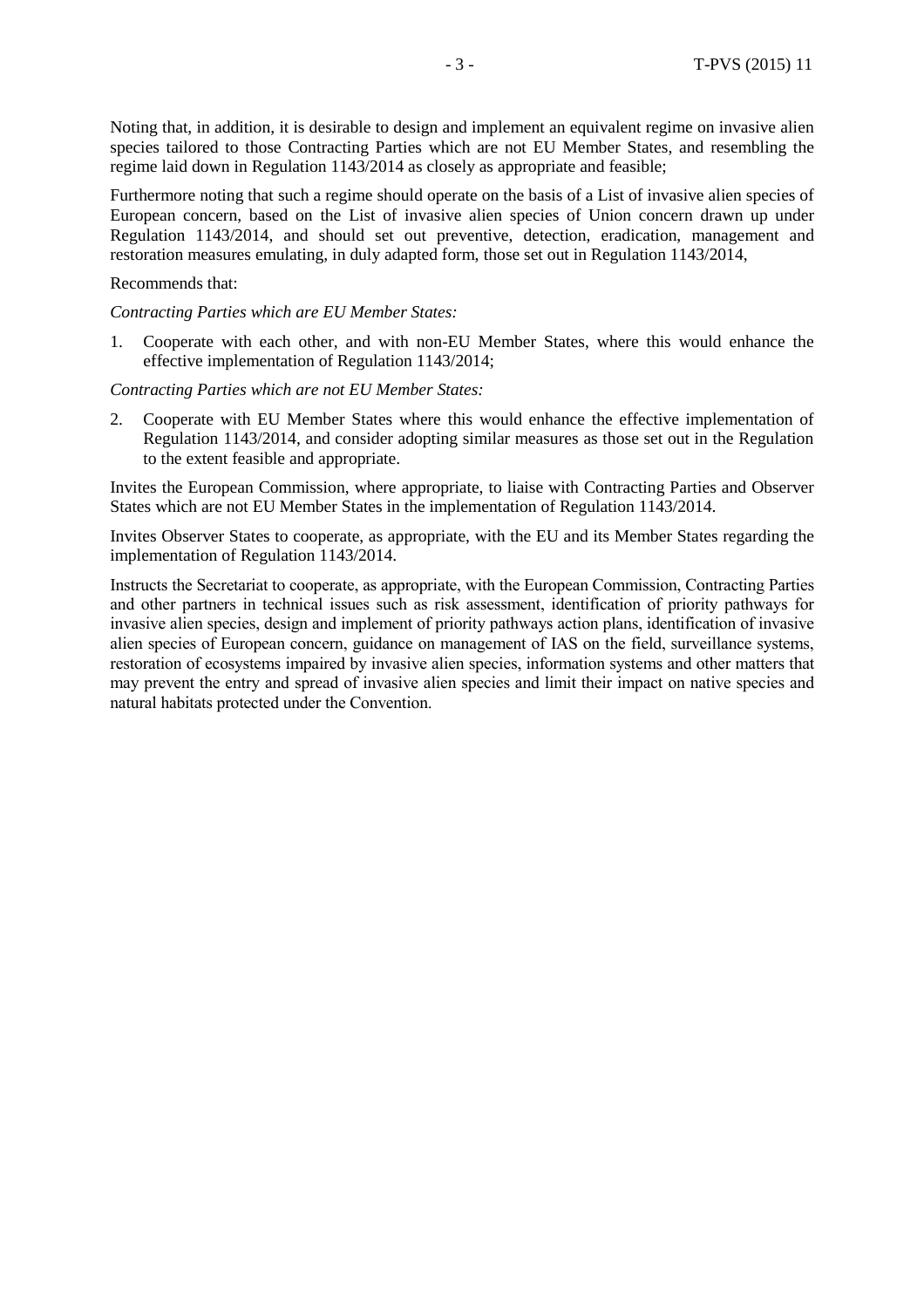Noting that, in addition, it is desirable to design and implement an equivalent regime on invasive alien species tailored to those Contracting Parties which are not EU Member States, and resembling the regime laid down in Regulation 1143/2014 as closely as appropriate and feasible;

Furthermore noting that such a regime should operate on the basis of a List of invasive alien species of European concern, based on the List of invasive alien species of Union concern drawn up under Regulation 1143/2014, and should set out preventive, detection, eradication, management and restoration measures emulating, in duly adapted form, those set out in Regulation 1143/2014,

Recommends that:

*Contracting Parties which are EU Member States:*

1. Cooperate with each other, and with non-EU Member States, where this would enhance the effective implementation of Regulation 1143/2014;

*Contracting Parties which are not EU Member States:*

2. Cooperate with EU Member States where this would enhance the effective implementation of Regulation 1143/2014, and consider adopting similar measures as those set out in the Regulation to the extent feasible and appropriate.

Invites the European Commission, where appropriate, to liaise with Contracting Parties and Observer States which are not EU Member States in the implementation of Regulation 1143/2014.

Invites Observer States to cooperate, as appropriate, with the EU and its Member States regarding the implementation of Regulation 1143/2014.

Instructs the Secretariat to cooperate, as appropriate, with the European Commission, Contracting Parties and other partners in technical issues such as risk assessment, identification of priority pathways for invasive alien species, design and implement of priority pathways action plans, identification of invasive alien species of European concern, guidance on management of IAS on the field, surveillance systems, restoration of ecosystems impaired by invasive alien species, information systems and other matters that may prevent the entry and spread of invasive alien species and limit their impact on native species and natural habitats protected under the Convention.